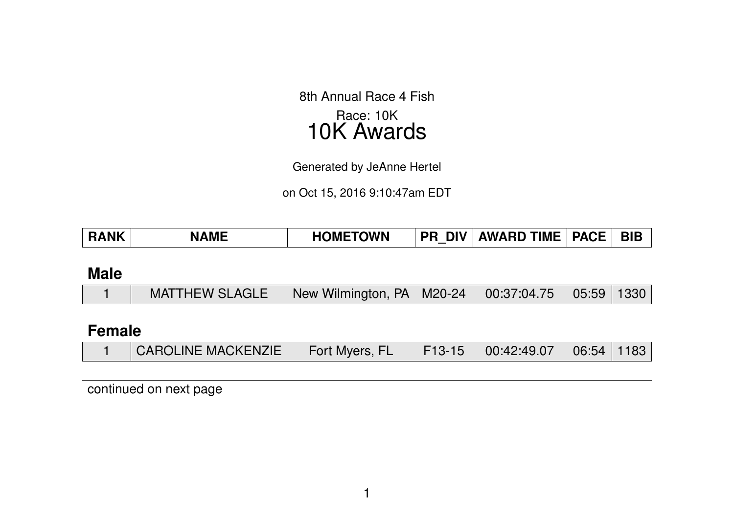8th Annual Race 4 Fish

Race: 10K

# 10K Awards

Generated by JeAnne Hertel

on Oct 15, 2016 9:10:47am EDT

| RANK | NAME | HOMETOWN | PR_DIV | AWARD TIME | PACE | BIB |
|---|---|---|---|---|---|---|

## Male

| RANK | NAME | HOMETOWN | PR_DIV | AWARD TIME | PACE | BIB |
|---|---|---|---|---|---|---|
| 1 | MATTHEW SLAGLE | New Wilmington, PA | M20-24 | 00:37:04.75 | 05:59 | 1330 |

## Female

| RANK | NAME | HOMETOWN | PR_DIV | AWARD TIME | PACE | BIB |
|---|---|---|---|---|---|---|
| 1 | CAROLINE MACKENZIE | Fort Myers, FL | F13-15 | 00:42:49.07 | 06:54 | 1183 |

continued on next page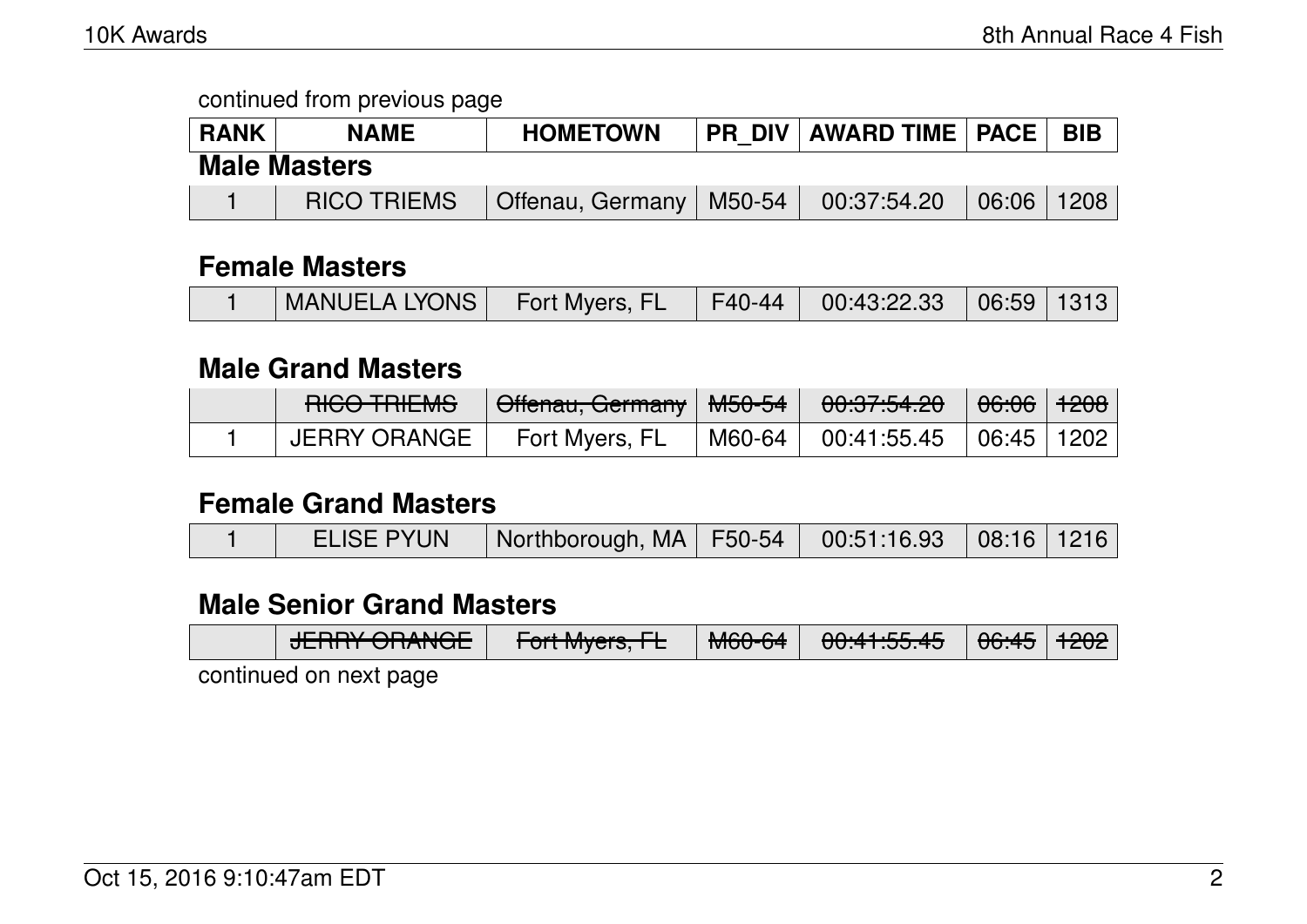continued from previous page

| RANK | NAME | HOMETOWN | PR_DIV | AWARD TIME | PACE | BIB |
|---|---|---|---|---|---|---|
| **Male Masters** | | | | | | |
| 1 | RICO TRIEMS | Offenau, Germany | M50-54 | 00:37:54.20 | 06:06 | 1208 |
| **Female Masters** | | | | | | |
| 1 | MANUELA LYONS | Fort Myers, FL | F40-44 | 00:43:22.33 | 06:59 | 1313 |
| **Male Grand Masters** | | | | | | |
| | ~~RICO TRIEMS~~ | ~~Offenau, Germany~~ | ~~M50-54~~ | ~~00:37:54.20~~ | ~~06:06~~ | ~~1208~~ |
| 1 | JERRY ORANGE | Fort Myers, FL | M60-64 | 00:41:55.45 | 06:45 | 1202 |
| **Female Grand Masters** | | | | | | |
| 1 | ELISE PYUN | Northborough, MA | F50-54 | 00:51:16.93 | 08:16 | 1216 |
| **Male Senior Grand Masters** | | | | | | |
| | ~~JERRY ORANGE~~ | ~~Fort Myers, FL~~ | ~~M60-64~~ | ~~00:41:55.45~~ | ~~06:45~~ | ~~1202~~ |

continued on next page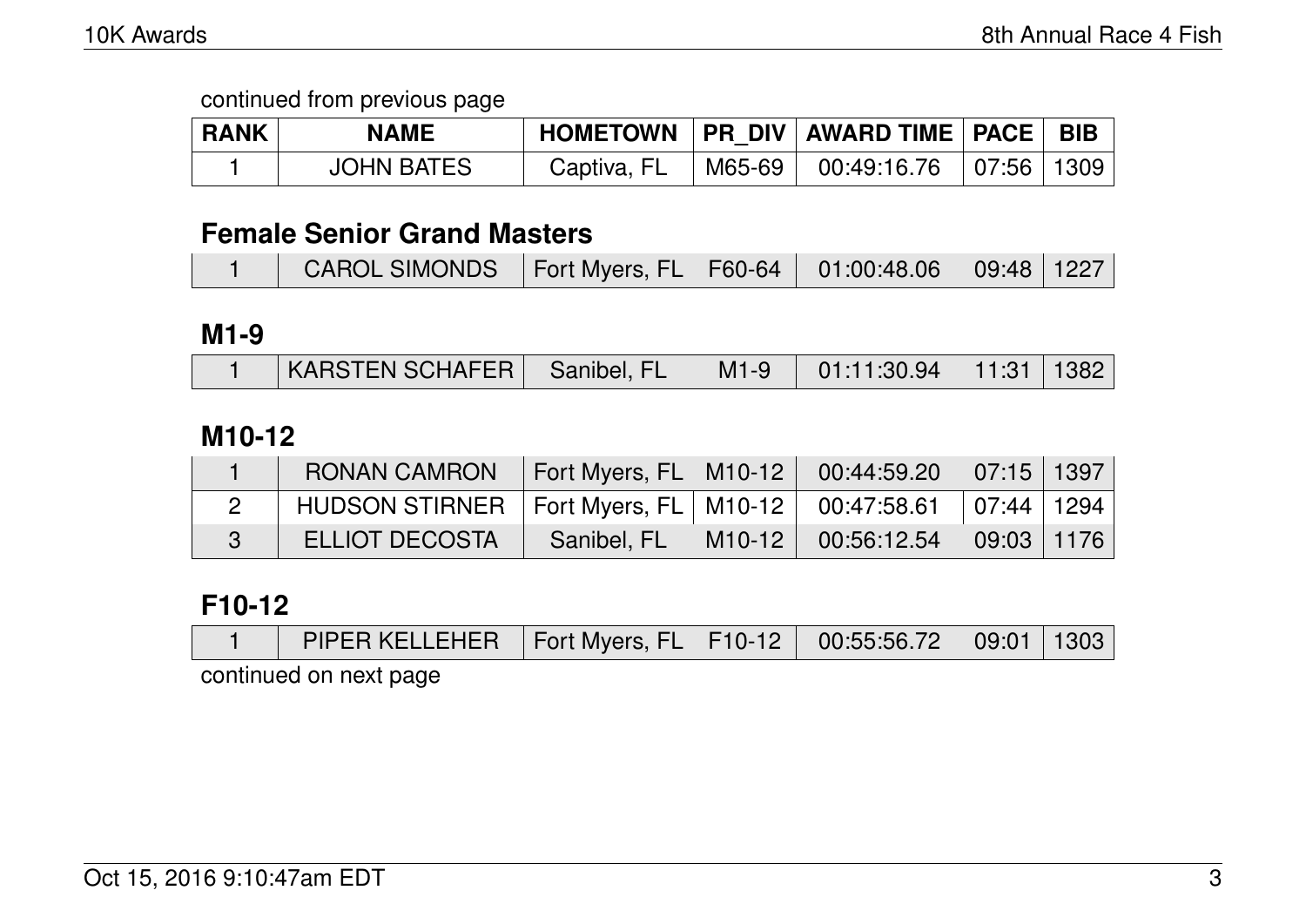continued from previous page

| RANK | NAME | HOMETOWN | PR_DIV | AWARD TIME | PACE | BIB |
|---|---|---|---|---|---|---|
| 1 | JOHN BATES | Captiva, FL | M65-69 | 00:49:16.76 | 07:56 | 1309 |

## Female Senior Grand Masters

| RANK | NAME | HOMETOWN | PR_DIV | AWARD TIME | PACE | BIB |
|---|---|---|---|---|---|---|
| 1 | CAROL SIMONDS | Fort Myers, FL | F60-64 | 01:00:48.06 | 09:48 | 1227 |

## M1-9

| RANK | NAME | HOMETOWN | PR_DIV | AWARD TIME | PACE | BIB |
|---|---|---|---|---|---|---|
| 1 | KARSTEN SCHAFER | Sanibel, FL | M1-9 | 01:11:30.94 | 11:31 | 1382 |

## M10-12

| RANK | NAME | HOMETOWN | PR_DIV | AWARD TIME | PACE | BIB |
|---|---|---|---|---|---|---|
| 1 | RONAN CAMRON | Fort Myers, FL | M10-12 | 00:44:59.20 | 07:15 | 1397 |
| 2 | HUDSON STIRNER | Fort Myers, FL | M10-12 | 00:47:58.61 | 07:44 | 1294 |
| 3 | ELLIOT DECOSTA | Sanibel, FL | M10-12 | 00:56:12.54 | 09:03 | 1176 |

## F10-12

| RANK | NAME | HOMETOWN | PR_DIV | AWARD TIME | PACE | BIB |
|---|---|---|---|---|---|---|
| 1 | PIPER KELLEHER | Fort Myers, FL | F10-12 | 00:55:56.72 | 09:01 | 1303 |

continued on next page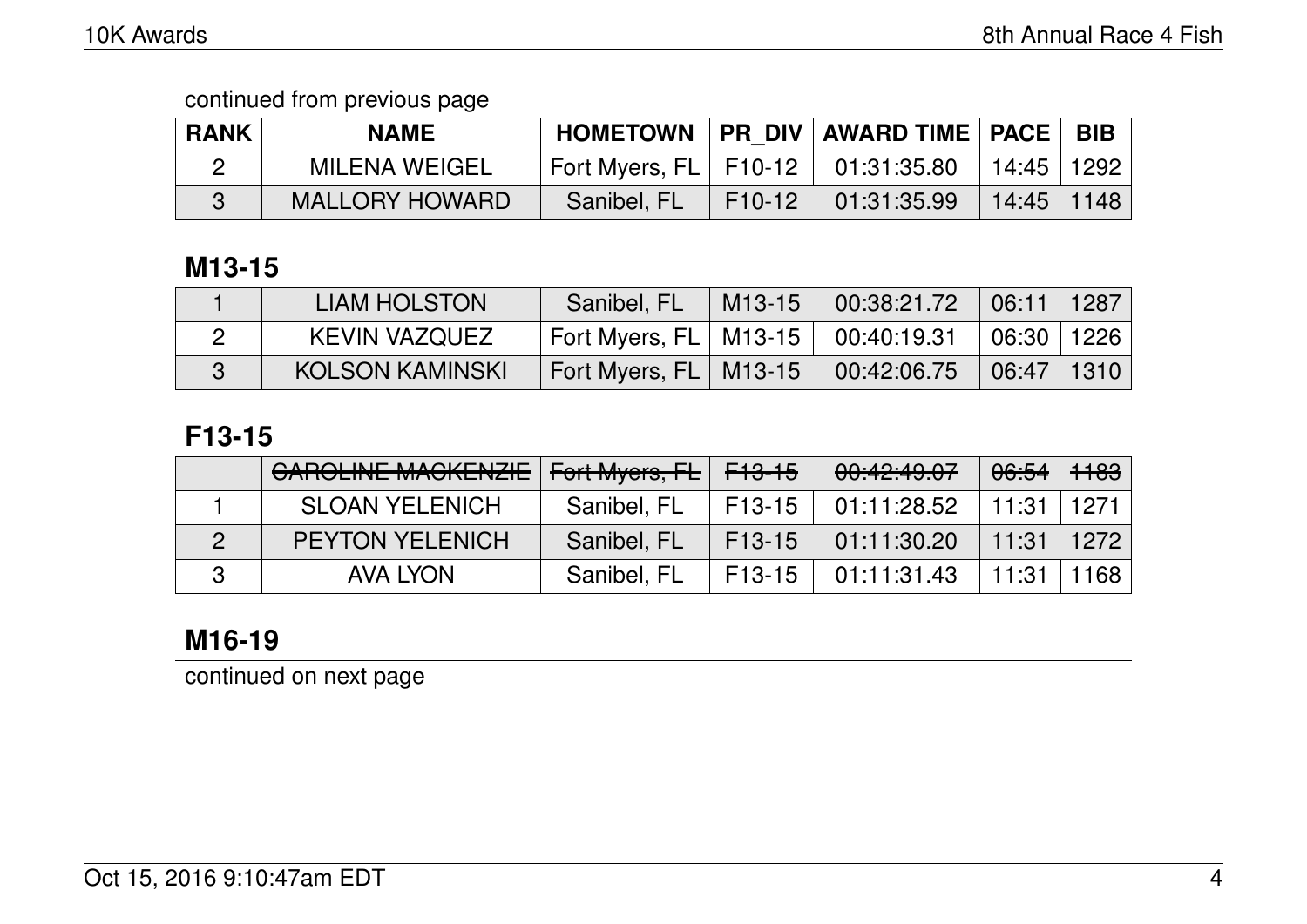continued from previous page

| RANK | NAME | HOMETOWN | PR_DIV | AWARD TIME | PACE | BIB |
|---|---|---|---|---|---|---|
| 2 | MILENA WEIGEL | Fort Myers, FL | F10-12 | 01:31:35.80 | 14:45 | 1292 |
| 3 | MALLORY HOWARD | Sanibel, FL | F10-12 | 01:31:35.99 | 14:45 | 1148 |

## M13-15

| RANK | NAME | HOMETOWN | PR_DIV | AWARD TIME | PACE | BIB |
|---|---|---|---|---|---|---|
| 1 | LIAM HOLSTON | Sanibel, FL | M13-15 | 00:38:21.72 | 06:11 | 1287 |
| 2 | KEVIN VAZQUEZ | Fort Myers, FL | M13-15 | 00:40:19.31 | 06:30 | 1226 |
| 3 | KOLSON KAMINSKI | Fort Myers, FL | M13-15 | 00:42:06.75 | 06:47 | 1310 |

## F13-15

| RANK | NAME | HOMETOWN | PR_DIV | AWARD TIME | PACE | BIB |
|---|---|---|---|---|---|---|
| | ~~CAROLINE MACKENZIE~~ | ~~Fort Myers, FL~~ | ~~F13-15~~ | ~~00:42:49.07~~ | ~~06:54~~ | ~~1183~~ |
| 1 | SLOAN YELENICH | Sanibel, FL | F13-15 | 01:11:28.52 | 11:31 | 1271 |
| 2 | PEYTON YELENICH | Sanibel, FL | F13-15 | 01:11:30.20 | 11:31 | 1272 |
| 3 | AVA LYON | Sanibel, FL | F13-15 | 01:11:31.43 | 11:31 | 1168 |

## M16-19

continued on next page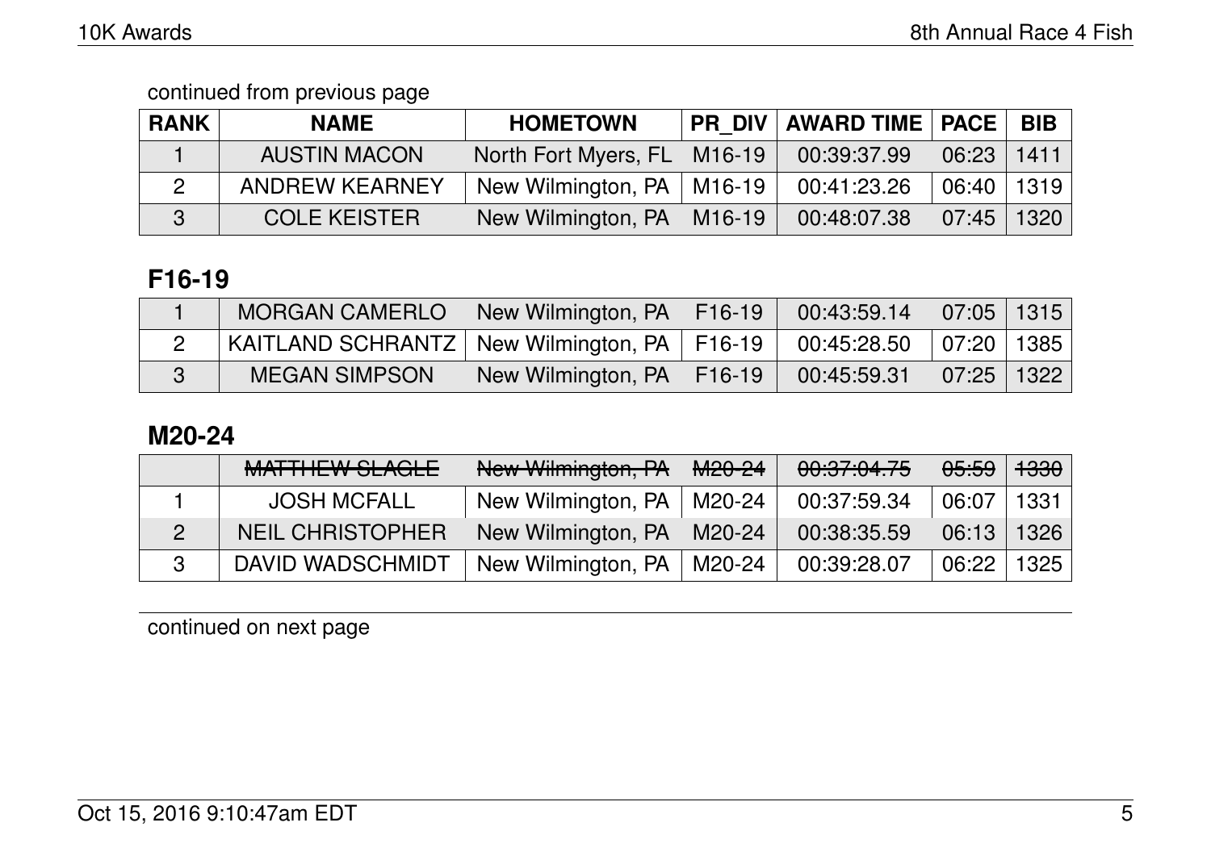continued from previous page

| RANK | NAME | HOMETOWN | PR_DIV | AWARD TIME | PACE | BIB |
|---|---|---|---|---|---|---|
| 1 | AUSTIN MACON | North Fort Myers, FL | M16-19 | 00:39:37.99 | 06:23 | 1411 |
| 2 | ANDREW KEARNEY | New Wilmington, PA | M16-19 | 00:41:23.26 | 06:40 | 1319 |
| 3 | COLE KEISTER | New Wilmington, PA | M16-19 | 00:48:07.38 | 07:45 | 1320 |

## F16-19

| RANK | NAME | HOMETOWN | PR_DIV | AWARD TIME | PACE | BIB |
|---|---|---|---|---|---|---|
| 1 | MORGAN CAMERLO | New Wilmington, PA | F16-19 | 00:43:59.14 | 07:05 | 1315 |
| 2 | KAITLAND SCHRANTZ | New Wilmington, PA | F16-19 | 00:45:28.50 | 07:20 | 1385 |
| 3 | MEGAN SIMPSON | New Wilmington, PA | F16-19 | 00:45:59.31 | 07:25 | 1322 |

## M20-24

| RANK | NAME | HOMETOWN | PR_DIV | AWARD TIME | PACE | BIB |
|---|---|---|---|---|---|---|
| | ~~MATTHEW SLAGLE~~ | ~~New Wilmington, PA~~ | ~~M20-24~~ | ~~00:37:04.75~~ | ~~05:59~~ | ~~1330~~ |
| 1 | JOSH MCFALL | New Wilmington, PA | M20-24 | 00:37:59.34 | 06:07 | 1331 |
| 2 | NEIL CHRISTOPHER | New Wilmington, PA | M20-24 | 00:38:35.59 | 06:13 | 1326 |
| 3 | DAVID WADSCHMIDT | New Wilmington, PA | M20-24 | 00:39:28.07 | 06:22 | 1325 |

continued on next page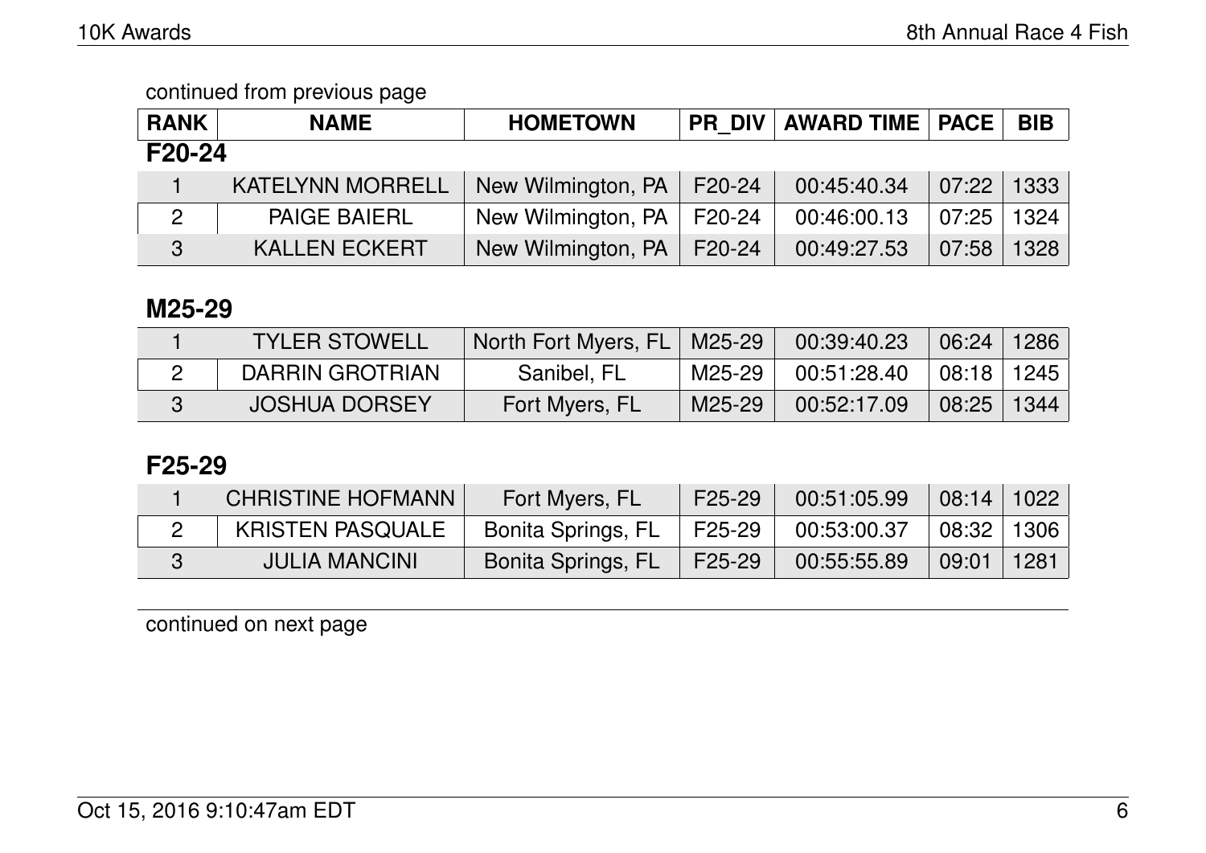continued from previous page

| RANK | NAME | HOMETOWN | PR_DIV | AWARD TIME | PACE | BIB |
|---|---|---|---|---|---|---|

## F20-24

| RANK | NAME | HOMETOWN | PR_DIV | AWARD TIME | PACE | BIB |
|---|---|---|---|---|---|---|
| 1 | KATELYNN MORRELL | New Wilmington, PA | F20-24 | 00:45:40.34 | 07:22 | 1333 |
| 2 | PAIGE BAIERL | New Wilmington, PA | F20-24 | 00:46:00.13 | 07:25 | 1324 |
| 3 | KALLEN ECKERT | New Wilmington, PA | F20-24 | 00:49:27.53 | 07:58 | 1328 |

## M25-29

| RANK | NAME | HOMETOWN | PR_DIV | AWARD TIME | PACE | BIB |
|---|---|---|---|---|---|---|
| 1 | TYLER STOWELL | North Fort Myers, FL | M25-29 | 00:39:40.23 | 06:24 | 1286 |
| 2 | DARRIN GROTRIAN | Sanibel, FL | M25-29 | 00:51:28.40 | 08:18 | 1245 |
| 3 | JOSHUA DORSEY | Fort Myers, FL | M25-29 | 00:52:17.09 | 08:25 | 1344 |

## F25-29

| RANK | NAME | HOMETOWN | PR_DIV | AWARD TIME | PACE | BIB |
|---|---|---|---|---|---|---|
| 1 | CHRISTINE HOFMANN | Fort Myers, FL | F25-29 | 00:51:05.99 | 08:14 | 1022 |
| 2 | KRISTEN PASQUALE | Bonita Springs, FL | F25-29 | 00:53:00.37 | 08:32 | 1306 |
| 3 | JULIA MANCINI | Bonita Springs, FL | F25-29 | 00:55:55.89 | 09:01 | 1281 |

continued on next page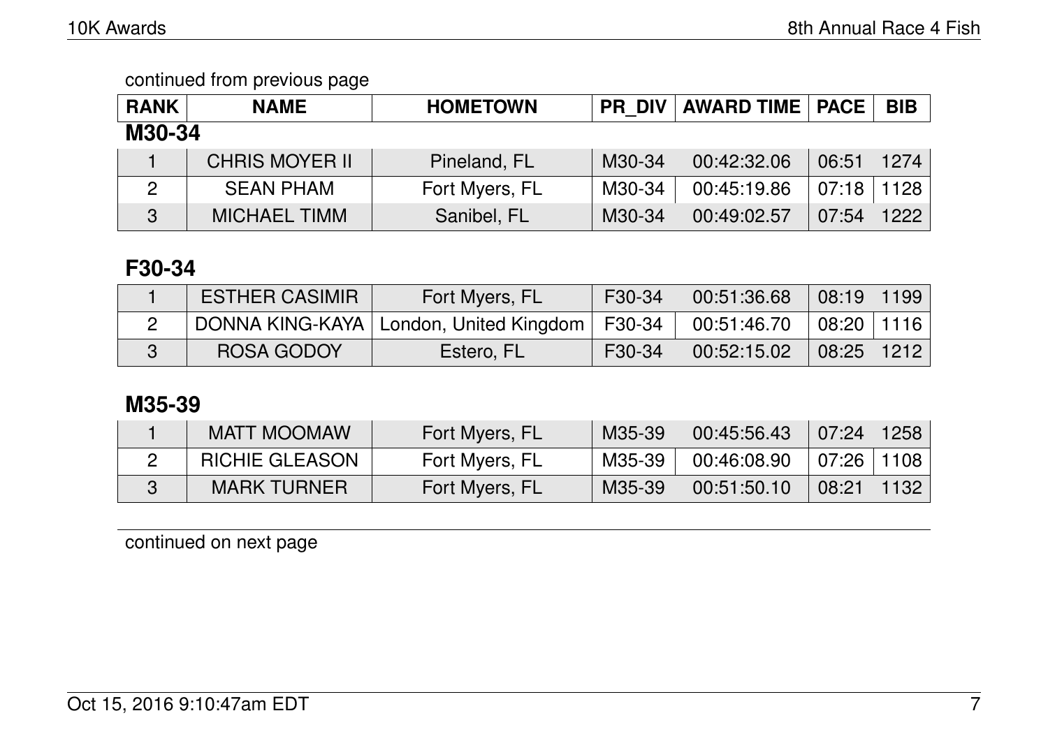continued from previous page

| RANK | NAME | HOMETOWN | PR_DIV | AWARD TIME | PACE | BIB |
|---|---|---|---|---|---|---|

## M30-34

| RANK | NAME | HOMETOWN | PR_DIV | AWARD TIME | PACE | BIB |
|---|---|---|---|---|---|---|
| 1 | CHRIS MOYER II | Pineland, FL | M30-34 | 00:42:32.06 | 06:51 | 1274 |
| 2 | SEAN PHAM | Fort Myers, FL | M30-34 | 00:45:19.86 | 07:18 | 1128 |
| 3 | MICHAEL TIMM | Sanibel, FL | M30-34 | 00:49:02.57 | 07:54 | 1222 |

## F30-34

| RANK | NAME | HOMETOWN | PR_DIV | AWARD TIME | PACE | BIB |
|---|---|---|---|---|---|---|
| 1 | ESTHER CASIMIR | Fort Myers, FL | F30-34 | 00:51:36.68 | 08:19 | 1199 |
| 2 | DONNA KING-KAYA | London, United Kingdom | F30-34 | 00:51:46.70 | 08:20 | 1116 |
| 3 | ROSA GODOY | Estero, FL | F30-34 | 00:52:15.02 | 08:25 | 1212 |

## M35-39

| RANK | NAME | HOMETOWN | PR_DIV | AWARD TIME | PACE | BIB |
|---|---|---|---|---|---|---|
| 1 | MATT MOOMAW | Fort Myers, FL | M35-39 | 00:45:56.43 | 07:24 | 1258 |
| 2 | RICHIE GLEASON | Fort Myers, FL | M35-39 | 00:46:08.90 | 07:26 | 1108 |
| 3 | MARK TURNER | Fort Myers, FL | M35-39 | 00:51:50.10 | 08:21 | 1132 |

continued on next page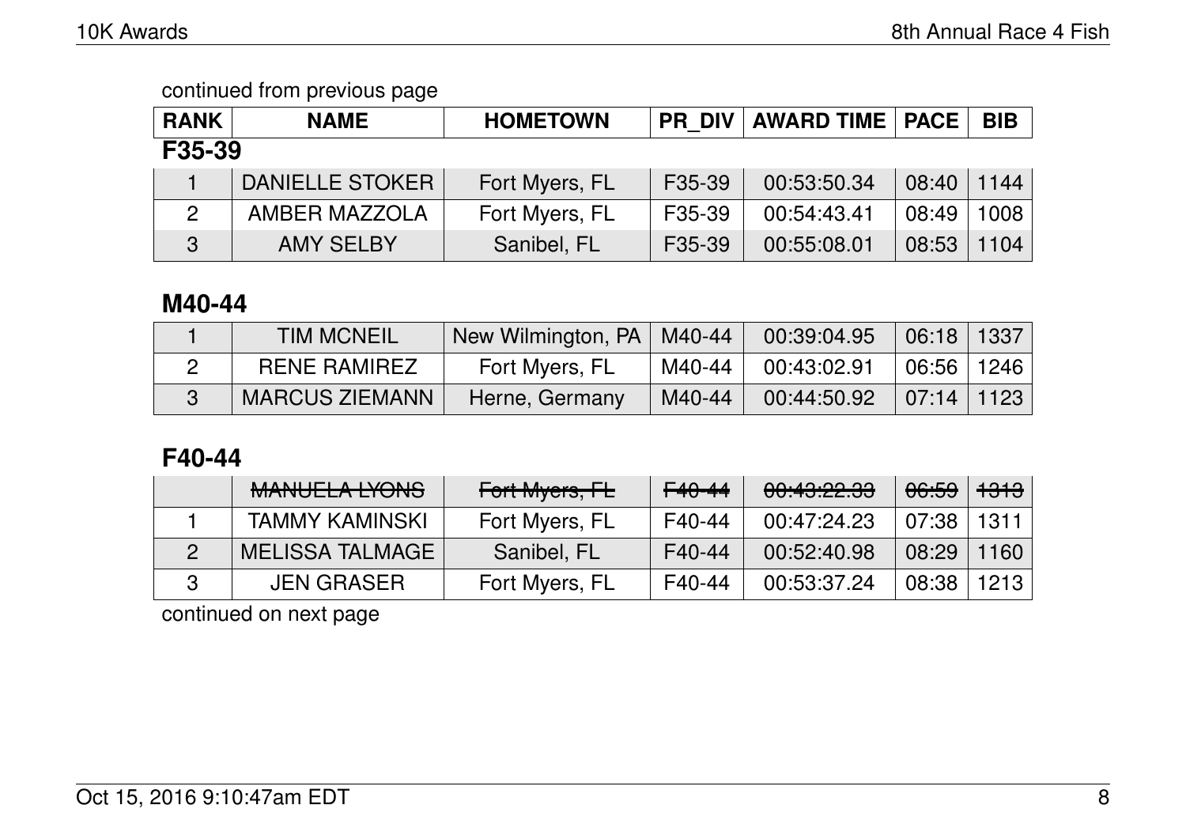continued from previous page

| RANK | NAME | HOMETOWN | PR_DIV | AWARD TIME | PACE | BIB |
|---|---|---|---|---|---|---|

## F35-39

| RANK | NAME | HOMETOWN | PR_DIV | AWARD TIME | PACE | BIB |
|---|---|---|---|---|---|---|
| 1 | DANIELLE STOKER | Fort Myers, FL | F35-39 | 00:53:50.34 | 08:40 | 1144 |
| 2 | AMBER MAZZOLA | Fort Myers, FL | F35-39 | 00:54:43.41 | 08:49 | 1008 |
| 3 | AMY SELBY | Sanibel, FL | F35-39 | 00:55:08.01 | 08:53 | 1104 |

## M40-44

| RANK | NAME | HOMETOWN | PR_DIV | AWARD TIME | PACE | BIB |
|---|---|---|---|---|---|---|
| 1 | TIM MCNEIL | New Wilmington, PA | M40-44 | 00:39:04.95 | 06:18 | 1337 |
| 2 | RENE RAMIREZ | Fort Myers, FL | M40-44 | 00:43:02.91 | 06:56 | 1246 |
| 3 | MARCUS ZIEMANN | Herne, Germany | M40-44 | 00:44:50.92 | 07:14 | 1123 |

## F40-44

| RANK | NAME | HOMETOWN | PR_DIV | AWARD TIME | PACE | BIB |
|---|---|---|---|---|---|---|
| | ~~MANUELA LYONS~~ | ~~Fort Myers, FL~~ | ~~F40-44~~ | ~~00:43:22.33~~ | ~~06:59~~ | ~~1313~~ |
| 1 | TAMMY KAMINSKI | Fort Myers, FL | F40-44 | 00:47:24.23 | 07:38 | 1311 |
| 2 | MELISSA TALMAGE | Sanibel, FL | F40-44 | 00:52:40.98 | 08:29 | 1160 |
| 3 | JEN GRASER | Fort Myers, FL | F40-44 | 00:53:37.24 | 08:38 | 1213 |

continued on next page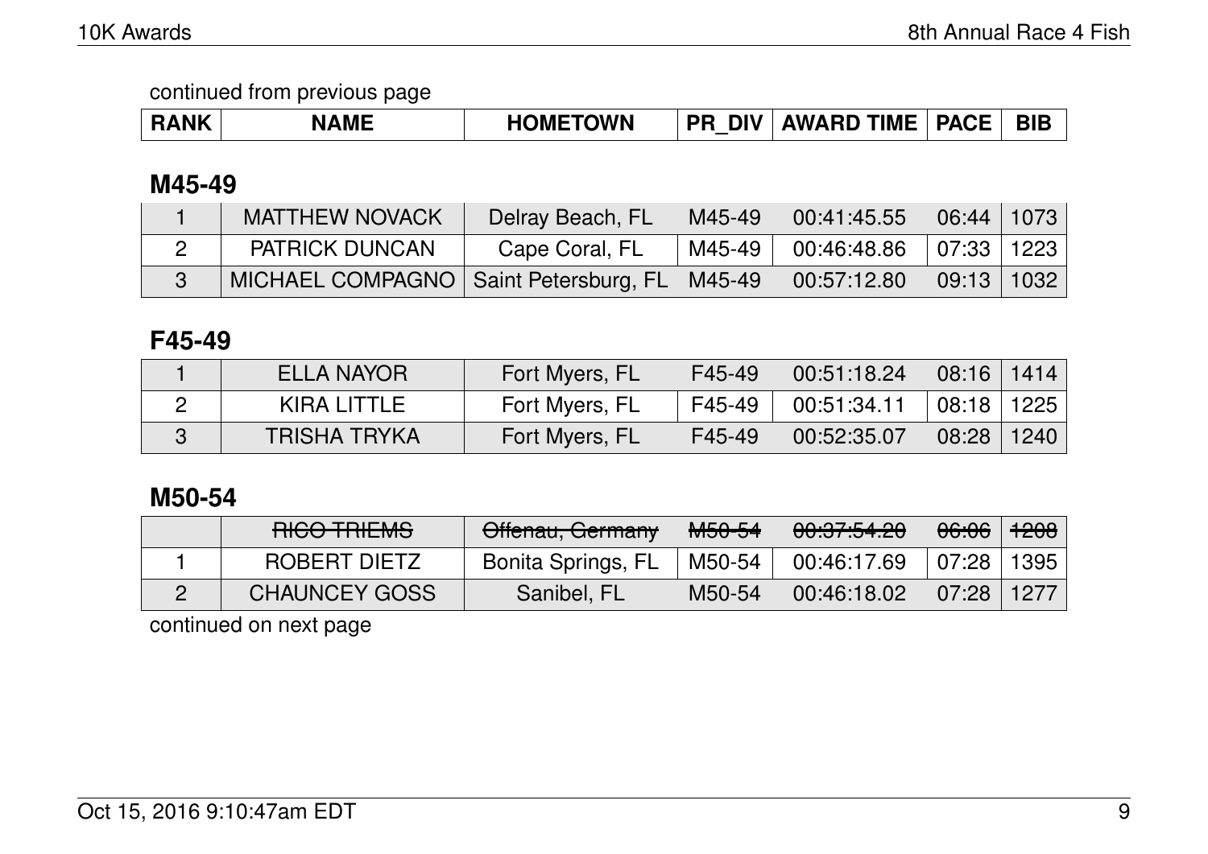continued from previous page

| RANK | NAME | HOMETOWN | PR_DIV | AWARD TIME | PACE | BIB |
|---|---|---|---|---|---|---|

## M45-49

| RANK | NAME | HOMETOWN | PR_DIV | AWARD TIME | PACE | BIB |
|---|---|---|---|---|---|---|
| 1 | MATTHEW NOVACK | Delray Beach, FL | M45-49 | 00:41:45.55 | 06:44 | 1073 |
| 2 | PATRICK DUNCAN | Cape Coral, FL | M45-49 | 00:46:48.86 | 07:33 | 1223 |
| 3 | MICHAEL COMPAGNO | Saint Petersburg, FL | M45-49 | 00:57:12.80 | 09:13 | 1032 |

## F45-49

| RANK | NAME | HOMETOWN | PR_DIV | AWARD TIME | PACE | BIB |
|---|---|---|---|---|---|---|
| 1 | ELLA NAYOR | Fort Myers, FL | F45-49 | 00:51:18.24 | 08:16 | 1414 |
| 2 | KIRA LITTLE | Fort Myers, FL | F45-49 | 00:51:34.11 | 08:18 | 1225 |
| 3 | TRISHA TRYKA | Fort Myers, FL | F45-49 | 00:52:35.07 | 08:28 | 1240 |

## M50-54

| RANK | NAME | HOMETOWN | PR_DIV | AWARD TIME | PACE | BIB |
|---|---|---|---|---|---|---|
| | ~~RICO TRIEMS~~ | ~~Offenau, Germany~~ | ~~M50-54~~ | ~~00:37:54.20~~ | ~~06:06~~ | ~~1208~~ |
| 1 | ROBERT DIETZ | Bonita Springs, FL | M50-54 | 00:46:17.69 | 07:28 | 1395 |
| 2 | CHAUNCEY GOSS | Sanibel, FL | M50-54 | 00:46:18.02 | 07:28 | 1277 |

continued on next page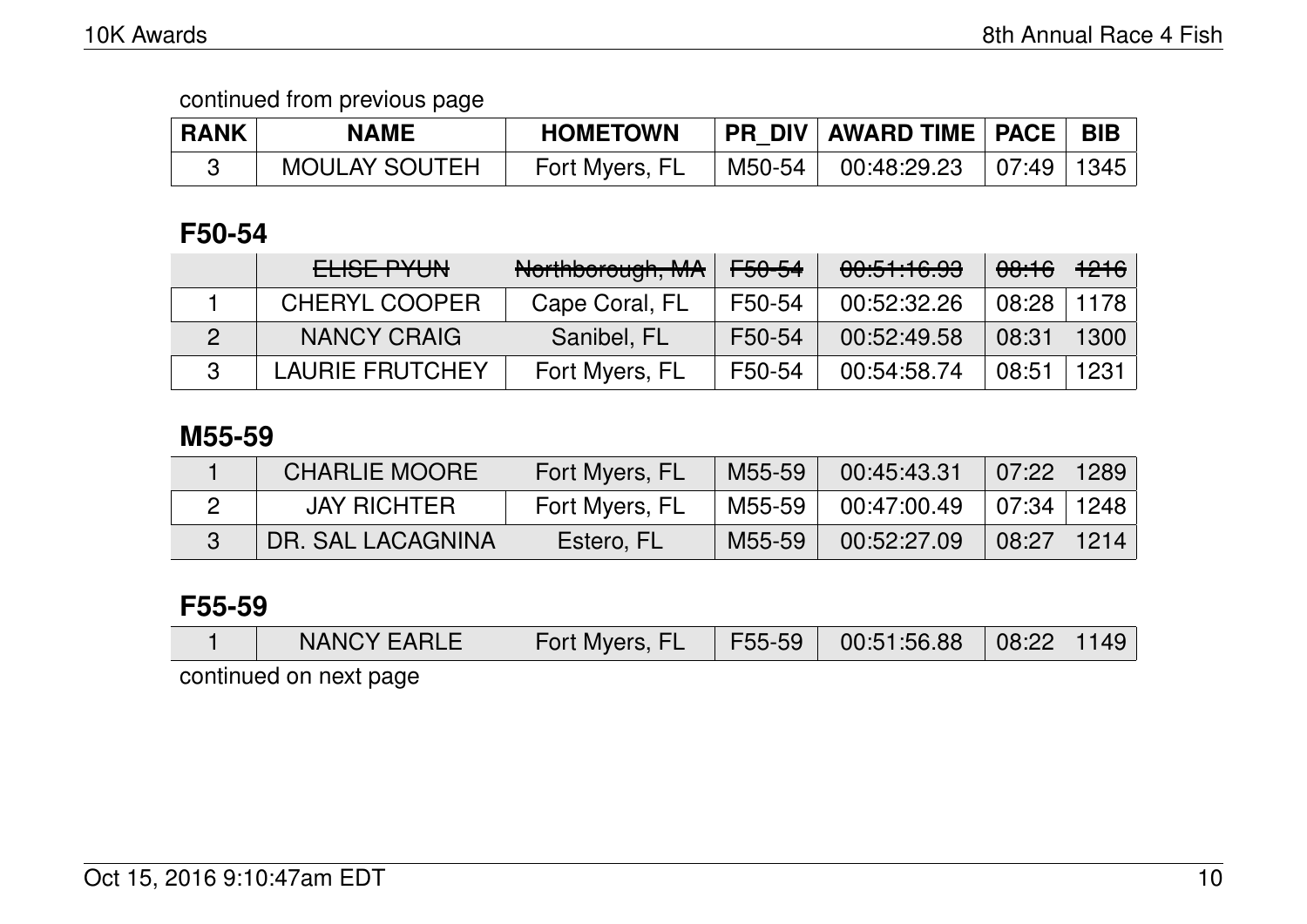continued from previous page

| RANK | NAME | HOMETOWN | PR_DIV | AWARD TIME | PACE | BIB |
|---|---|---|---|---|---|---|
| 3 | MOULAY SOUTEH | Fort Myers, FL | M50-54 | 00:48:29.23 | 07:49 | 1345 |

## F50-54

| RANK | NAME | HOMETOWN | PR_DIV | AWARD TIME | PACE | BIB |
|---|---|---|---|---|---|---|
| | ~~ELISE PYUN~~ | ~~Northborough, MA~~ | ~~F50-54~~ | ~~00:51:16.93~~ | ~~08:16~~ | ~~1216~~ |
| 1 | CHERYL COOPER | Cape Coral, FL | F50-54 | 00:52:32.26 | 08:28 | 1178 |
| 2 | NANCY CRAIG | Sanibel, FL | F50-54 | 00:52:49.58 | 08:31 | 1300 |
| 3 | LAURIE FRUTCHEY | Fort Myers, FL | F50-54 | 00:54:58.74 | 08:51 | 1231 |

## M55-59

| RANK | NAME | HOMETOWN | PR_DIV | AWARD TIME | PACE | BIB |
|---|---|---|---|---|---|---|
| 1 | CHARLIE MOORE | Fort Myers, FL | M55-59 | 00:45:43.31 | 07:22 | 1289 |
| 2 | JAY RICHTER | Fort Myers, FL | M55-59 | 00:47:00.49 | 07:34 | 1248 |
| 3 | DR. SAL LACAGNINA | Estero, FL | M55-59 | 00:52:27.09 | 08:27 | 1214 |

## F55-59

| RANK | NAME | HOMETOWN | PR_DIV | AWARD TIME | PACE | BIB |
|---|---|---|---|---|---|---|
| 1 | NANCY EARLE | Fort Myers, FL | F55-59 | 00:51:56.88 | 08:22 | 1149 |

continued on next page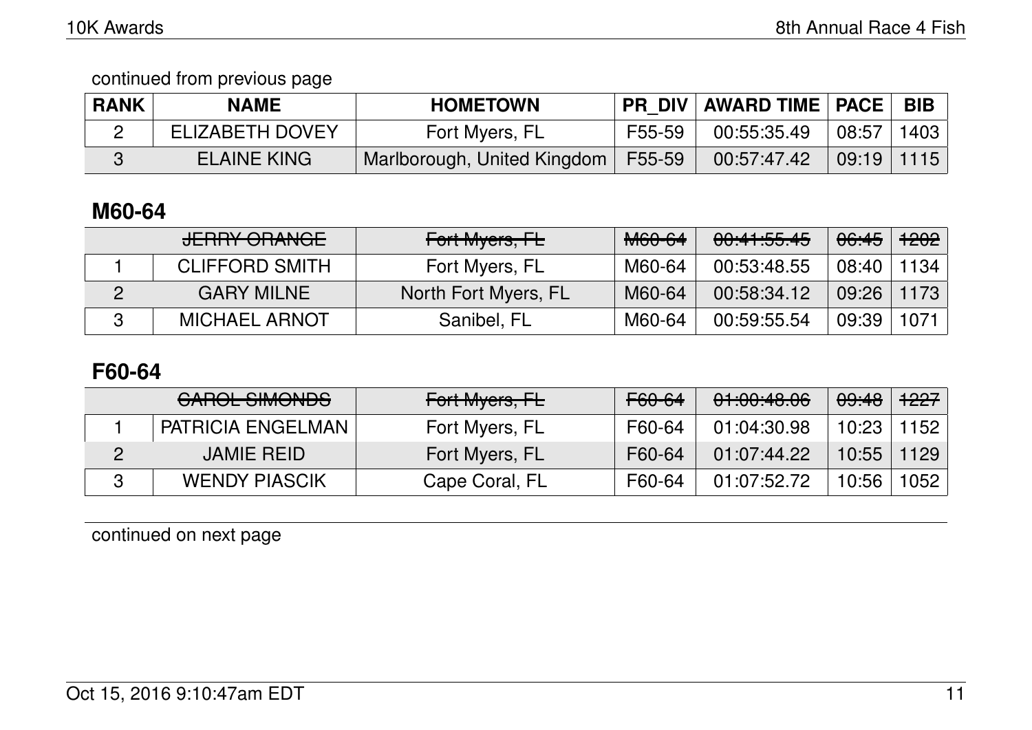continued from previous page

| RANK | NAME | HOMETOWN | PR_DIV | AWARD TIME | PACE | BIB |
|---|---|---|---|---|---|---|
| 2 | ELIZABETH DOVEY | Fort Myers, FL | F55-59 | 00:55:35.49 | 08:57 | 1403 |
| 3 | ELAINE KING | Marlborough, United Kingdom | F55-59 | 00:57:47.42 | 09:19 | 1115 |

## M60-64

| RANK | NAME | HOMETOWN | PR_DIV | AWARD TIME | PACE | BIB |
|---|---|---|---|---|---|---|
| | ~~JERRY ORANGE~~ | ~~Fort Myers, FL~~ | ~~M60-64~~ | ~~00:41:55.45~~ | ~~06:45~~ | ~~1202~~ |
| 1 | CLIFFORD SMITH | Fort Myers, FL | M60-64 | 00:53:48.55 | 08:40 | 1134 |
| 2 | GARY MILNE | North Fort Myers, FL | M60-64 | 00:58:34.12 | 09:26 | 1173 |
| 3 | MICHAEL ARNOT | Sanibel, FL | M60-64 | 00:59:55.54 | 09:39 | 1071 |

## F60-64

| RANK | NAME | HOMETOWN | PR_DIV | AWARD TIME | PACE | BIB |
|---|---|---|---|---|---|---|
| | ~~CAROL SIMONDS~~ | ~~Fort Myers, FL~~ | ~~F60-64~~ | ~~01:00:48.06~~ | ~~09:48~~ | ~~1227~~ |
| 1 | PATRICIA ENGELMAN | Fort Myers, FL | F60-64 | 01:04:30.98 | 10:23 | 1152 |
| 2 | JAMIE REID | Fort Myers, FL | F60-64 | 01:07:44.22 | 10:55 | 1129 |
| 3 | WENDY PIASCIK | Cape Coral, FL | F60-64 | 01:07:52.72 | 10:56 | 1052 |

continued on next page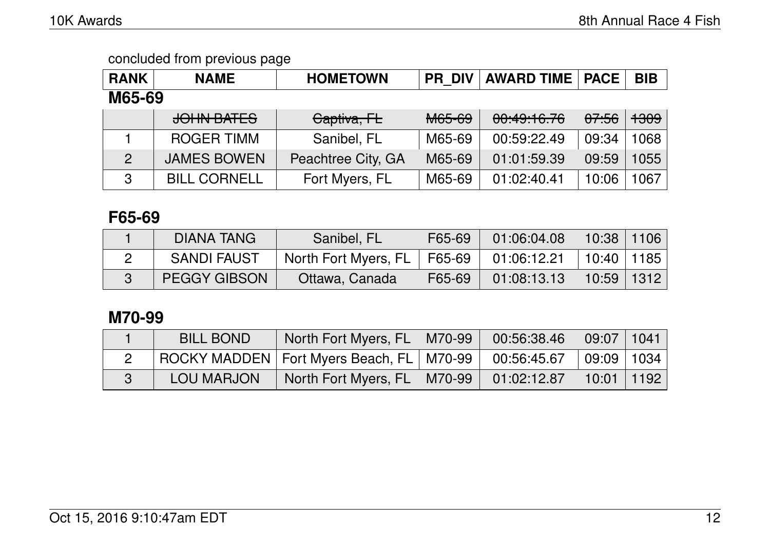concluded from previous page

| RANK | NAME | HOMETOWN | PR_DIV | AWARD TIME | PACE | BIB |
|---|---|---|---|---|---|---|
| **M65-69** | | | | | | |
| | ~~JOHN BATES~~ | ~~Captiva, FL~~ | ~~M65-69~~ | ~~00:49:16.76~~ | ~~07:56~~ | ~~1309~~ |
| 1 | ROGER TIMM | Sanibel, FL | M65-69 | 00:59:22.49 | 09:34 | 1068 |
| 2 | JAMES BOWEN | Peachtree City, GA | M65-69 | 01:01:59.39 | 09:59 | 1055 |
| 3 | BILL CORNELL | Fort Myers, FL | M65-69 | 01:02:40.41 | 10:06 | 1067 |

## F65-69

| | | | | | | |
|---|---|---|---|---|---|---|
| 1 | DIANA TANG | Sanibel, FL | F65-69 | 01:06:04.08 | 10:38 | 1106 |
| 2 | SANDI FAUST | North Fort Myers, FL | F65-69 | 01:06:12.21 | 10:40 | 1185 |
| 3 | PEGGY GIBSON | Ottawa, Canada | F65-69 | 01:08:13.13 | 10:59 | 1312 |

## M70-99

| | | | | | | |
|---|---|---|---|---|---|---|
| 1 | BILL BOND | North Fort Myers, FL | M70-99 | 00:56:38.46 | 09:07 | 1041 |
| 2 | ROCKY MADDEN | Fort Myers Beach, FL | M70-99 | 00:56:45.67 | 09:09 | 1034 |
| 3 | LOU MARJON | North Fort Myers, FL | M70-99 | 01:02:12.87 | 10:01 | 1192 |